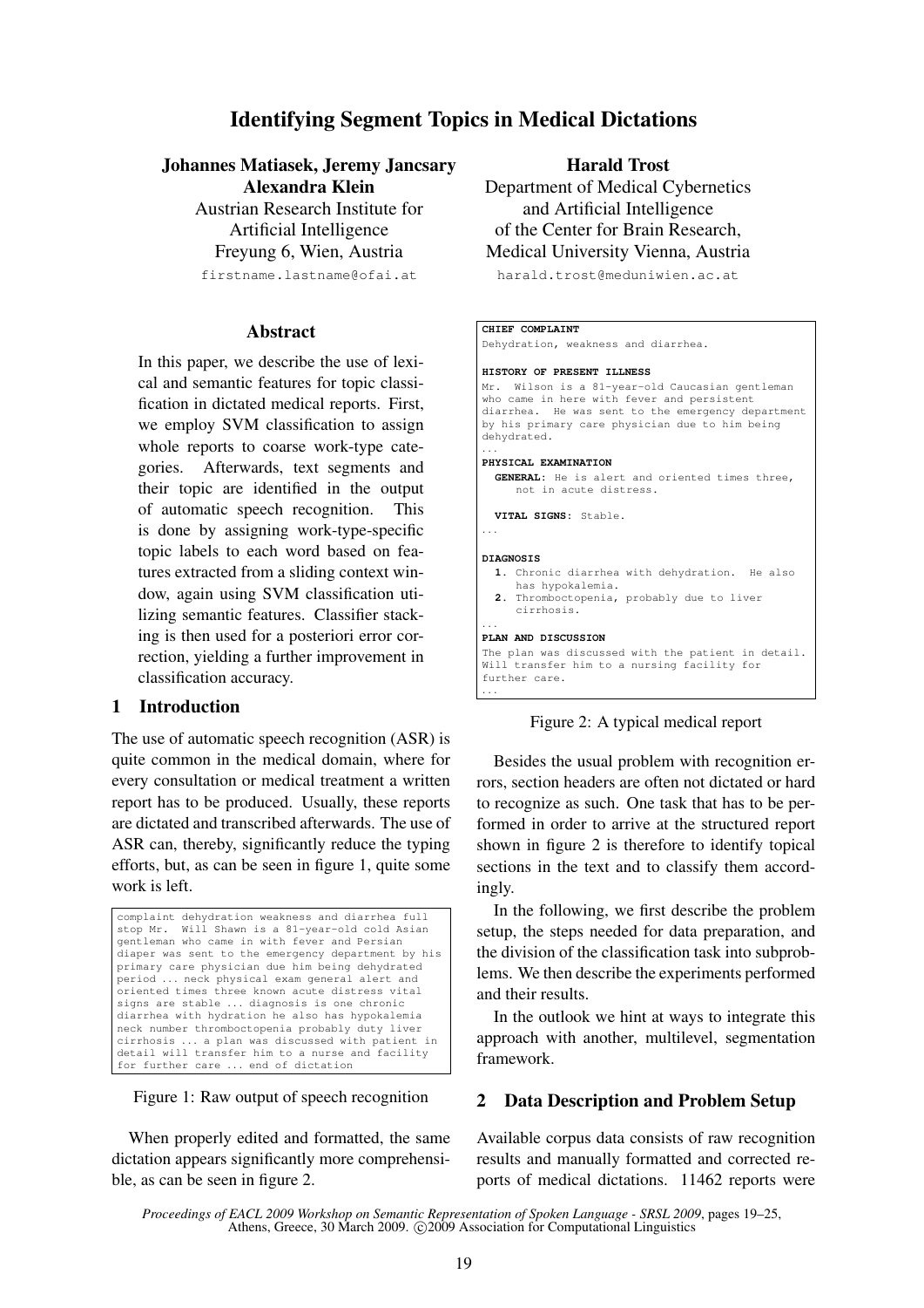# Identifying Segment Topics in Medical Dictations

**Johannes Matiasek, Jeremy Jancsary, Alexandra Klein**
Austrian Research Institute for Artificial Intelligence
Freyung 6, Wien, Austria
firstname.lastname@ofai.at

**Harald Trost**
Department of Medical Cybernetics and Artificial Intelligence
of the Center for Brain Research,
Medical University Vienna, Austria
harald.trost@meduniwien.ac.at

## Abstract

In this paper, we describe the use of lexical and semantic features for topic classification in dictated medical reports. First, we employ SVM classification to assign whole reports to coarse work-type categories. Afterwards, text segments and their topic are identified in the output of automatic speech recognition. This is done by assigning work-type-specific topic labels to each word based on features extracted from a sliding context window, again using SVM classification utilizing semantic features. Classifier stacking is then used for a posteriori error correction, yielding a further improvement in classification accuracy.

## 1 Introduction

The use of automatic speech recognition (ASR) is quite common in the medical domain, where for every consultation or medical treatment a written report has to be produced. Usually, these reports are dictated and transcribed afterwards. The use of ASR can, thereby, significantly reduce the typing efforts, but, as can be seen in figure 1, quite some work is left.

```
complaint dehydration weakness and diarrhea full
stop Mr.  Will Shawn is a 81-year-old cold Asian
gentleman who came in with fever and Persian
diaper was sent to the emergency department by his
primary care physician due him being dehydrated
period ... neck physical exam general alert and
oriented times three known acute distress vital
signs are stable ... diagnosis is one chronic
diarrhea with hydration he also has hypokalemia
neck number thromboctopenia probably duty liver
cirrhosis ... a plan was discussed with patient in
detail will transfer him to a nurse and facility
for further care ... end of dictation
```

Figure 1: Raw output of speech recognition

When properly edited and formatted, the same dictation appears significantly more comprehensible, as can be seen in figure 2.

```
CHIEF COMPLAINT
Dehydration, weakness and diarrhea.

HISTORY OF PRESENT ILLNESS
Mr.  Wilson is a 81-year-old Caucasian gentleman
who came in here with fever and persistent
diarrhea.  He was sent to the emergency department
by his primary care physician due to him being
dehydrated.
...
PHYSICAL EXAMINATION
  GENERAL: He is alert and oriented times three,
     not in acute distress.

  VITAL SIGNS: Stable.
...

DIAGNOSIS
  1. Chronic diarrhea with dehydration.  He also
     has hypokalemia.
  2. Thromboctopenia, probably due to liver
     cirrhosis.
...
PLAN AND DISCUSSION
The plan was discussed with the patient in detail.
Will transfer him to a nursing facility for
further care.
...
```

Figure 2: A typical medical report

Besides the usual problem with recognition errors, section headers are often not dictated or hard to recognize as such. One task that has to be performed in order to arrive at the structured report shown in figure 2 is therefore to identify topical sections in the text and to classify them accordingly.

In the following, we first describe the problem setup, the steps needed for data preparation, and the division of the classification task into subproblems. We then describe the experiments performed and their results.

In the outlook we hint at ways to integrate this approach with another, multilevel, segmentation framework.

## 2 Data Description and Problem Setup

Available corpus data consists of raw recognition results and manually formatted and corrected reports of medical dictations. 11462 reports were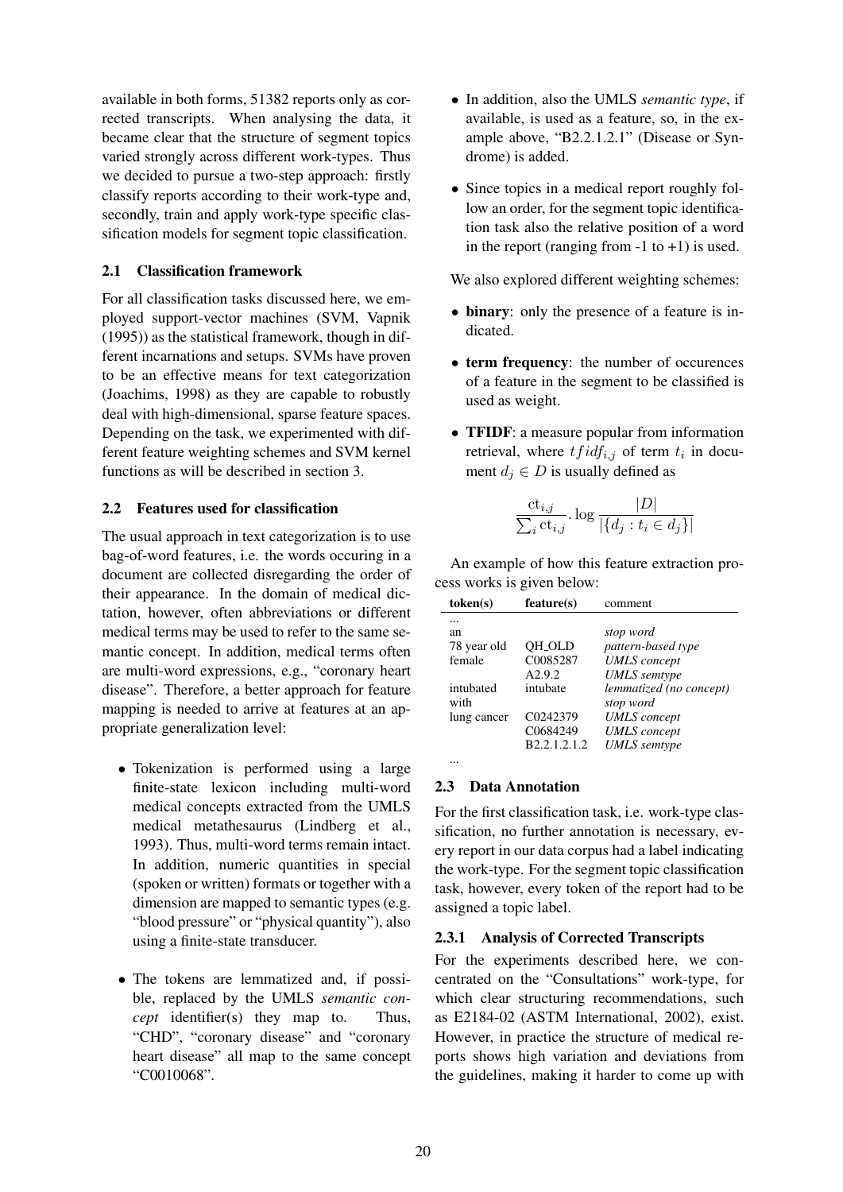available in both forms, 51382 reports only as corrected transcripts. When analysing the data, it became clear that the structure of segment topics varied strongly across different work-types. Thus we decided to pursue a two-step approach: firstly classify reports according to their work-type and, secondly, train and apply work-type specific classification models for segment topic classification.

### 2.1 Classification framework

For all classification tasks discussed here, we employed support-vector machines (SVM, Vapnik (1995)) as the statistical framework, though in different incarnations and setups. SVMs have proven to be an effective means for text categorization (Joachims, 1998) as they are capable to robustly deal with high-dimensional, sparse feature spaces. Depending on the task, we experimented with different feature weighting schemes and SVM kernel functions as will be described in section 3.

### 2.2 Features used for classification

The usual approach in text categorization is to use bag-of-word features, i.e. the words occuring in a document are collected disregarding the order of their appearance. In the domain of medical dictation, however, often abbreviations or different medical terms may be used to refer to the same semantic concept. In addition, medical terms often are multi-word expressions, e.g., "coronary heart disease". Therefore, a better approach for feature mapping is needed to arrive at features at an appropriate generalization level:

- Tokenization is performed using a large finite-state lexicon including multi-word medical concepts extracted from the UMLS medical metathesaurus (Lindberg et al., 1993). Thus, multi-word terms remain intact. In addition, numeric quantities in special (spoken or written) formats or together with a dimension are mapped to semantic types (e.g. "blood pressure" or "physical quantity"), also using a finite-state transducer.
- The tokens are lemmatized and, if possible, replaced by the UMLS *semantic concept* identifier(s) they map to. Thus, "CHD", "coronary disease" and "coronary heart disease" all map to the same concept "C0010068".
- In addition, also the UMLS *semantic type*, if available, is used as a feature, so, in the example above, "B2.2.1.2.1" (Disease or Syndrome) is added.
- Since topics in a medical report roughly follow an order, for the segment topic identification task also the relative position of a word in the report (ranging from -1 to +1) is used.

We also explored different weighting schemes:

- **binary**: only the presence of a feature is indicated.
- **term frequency**: the number of occurences of a feature in the segment to be classified is used as weight.
- **TFIDF**: a measure popular from information retrieval, where $tfidf_{i,j}$ of term $t_i$ in document $d_j \in D$ is usually defined as

$$\frac{\mathrm{ct}_{i,j}}{\sum_i \mathrm{ct}_{i,j}} . \log \frac{|D|}{|\{d_j : t_i \in d_j\}|}$$

An example of how this feature extraction process works is given below:

| token(s) | feature(s) | comment |
|---|---|---|
| ... | | |
| an | | *stop word* |
| 78 year old | QH_OLD | *pattern-based type* |
| female | C0085287 | *UMLS concept* |
| | A2.9.2 | *UMLS semtype* |
| intubated | intubate | *lemmatized (no concept)* |
| with | | *stop word* |
| lung cancer | C0242379 | *UMLS concept* |
| | C0684249 | *UMLS concept* |
| | B2.2.1.2.1.2 | *UMLS semtype* |
| ... | | |

### 2.3 Data Annotation

For the first classification task, i.e. work-type classification, no further annotation is necessary, every report in our data corpus had a label indicating the work-type. For the segment topic classification task, however, every token of the report had to be assigned a topic label.

#### 2.3.1 Analysis of Corrected Transcripts

For the experiments described here, we concentrated on the "Consultations" work-type, for which clear structuring recommendations, such as E2184-02 (ASTM International, 2002), exist. However, in practice the structure of medical reports shows high variation and deviations from the guidelines, making it harder to come up with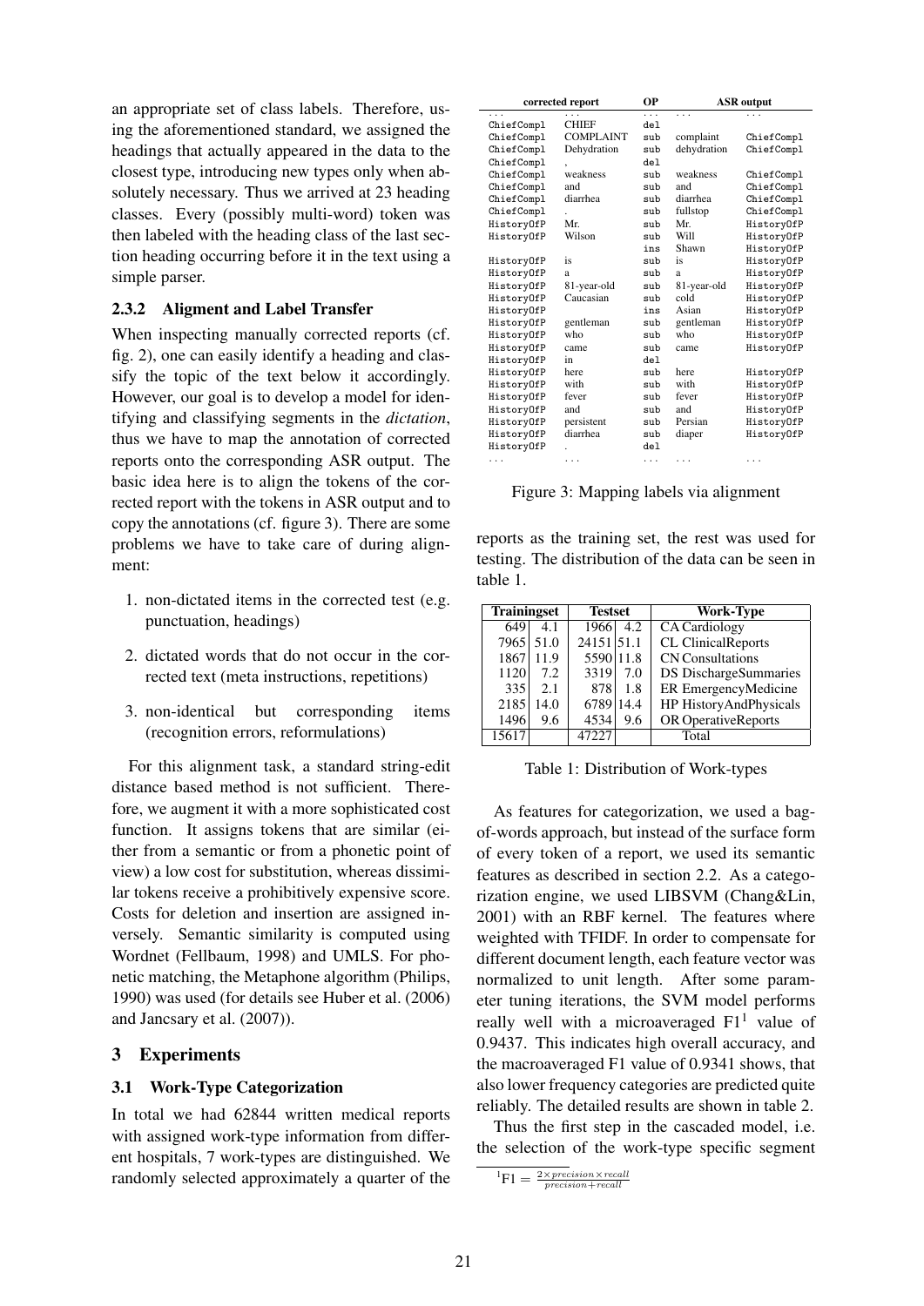an appropriate set of class labels. Therefore, using the aforementioned standard, we assigned the headings that actually appeared in the data to the closest type, introducing new types only when absolutely necessary. Thus we arrived at 23 heading classes. Every (possibly multi-word) token was then labeled with the heading class of the last section heading occurring before it in the text using a simple parser.

### 2.3.2 Aligment and Label Transfer

When inspecting manually corrected reports (cf. fig. 2), one can easily identify a heading and classify the topic of the text below it accordingly. However, our goal is to develop a model for identifying and classifying segments in the *dictation*, thus we have to map the annotation of corrected reports onto the corresponding ASR output. The basic idea here is to align the tokens of the corrected report with the tokens in ASR output and to copy the annotations (cf. figure 3). There are some problems we have to take care of during alignment:

1. non-dictated items in the corrected test (e.g. punctuation, headings)
2. dictated words that do not occur in the corrected text (meta instructions, repetitions)
3. non-identical but corresponding items (recognition errors, reformulations)

For this alignment task, a standard string-edit distance based method is not sufficient. Therefore, we augment it with a more sophisticated cost function. It assigns tokens that are similar (either from a semantic or from a phonetic point of view) a low cost for substitution, whereas dissimilar tokens receive a prohibitively expensive score. Costs for deletion and insertion are assigned inversely. Semantic similarity is computed using Wordnet (Fellbaum, 1998) and UMLS. For phonetic matching, the Metaphone algorithm (Philips, 1990) was used (for details see Huber et al. (2006) and Jancsary et al. (2007)).

| corrected report | | OP | ASR output | |
|---|---|---|---|---|
| ... | ... | ... | ... | ... |
| ChiefCompl | CHIEF | del | | |
| ChiefCompl | COMPLAINT | sub | complaint | ChiefCompl |
| ChiefCompl | Dehydration | sub | dehydration | ChiefCompl |
| ChiefCompl | , | del | | |
| ChiefCompl | weakness | sub | weakness | ChiefCompl |
| ChiefCompl | and | sub | and | ChiefCompl |
| ChiefCompl | diarrhea | sub | diarrhea | ChiefCompl |
| ChiefCompl | . | sub | fullstop | ChiefCompl |
| HistoryOfP | Mr. | sub | Mr. | HistoryOfP |
| HistoryOfP | Wilson | sub | Will | HistoryOfP |
| | | ins | Shawn | HistoryOfP |
| HistoryOfP | is | sub | is | HistoryOfP |
| HistoryOfP | a | sub | a | HistoryOfP |
| HistoryOfP | 81-year-old | sub | 81-year-old | HistoryOfP |
| HistoryOfP | Caucasian | sub | cold | HistoryOfP |
| HistoryOfP | | ins | Asian | HistoryOfP |
| HistoryOfP | gentleman | sub | gentleman | HistoryOfP |
| HistoryOfP | who | sub | who | HistoryOfP |
| HistoryOfP | came | sub | came | HistoryOfP |
| HistoryOfP | in | del | | |
| HistoryOfP | here | sub | here | HistoryOfP |
| HistoryOfP | with | sub | with | HistoryOfP |
| HistoryOfP | fever | sub | fever | HistoryOfP |
| HistoryOfP | and | sub | and | HistoryOfP |
| HistoryOfP | persistent | sub | Persian | HistoryOfP |
| HistoryOfP | diarrhea | sub | diaper | HistoryOfP |
| HistoryOfP | . | del | | |
| ... | ... | ... | ... | ... |

Figure 3: Mapping labels via alignment

## 3 Experiments

### 3.1 Work-Type Categorization

In total we had 62844 written medical reports with assigned work-type information from different hospitals, 7 work-types are distinguished. We randomly selected approximately a quarter of the reports as the training set, the rest was used for testing. The distribution of the data can be seen in table 1.

| Trainingset | | Testset | | Work-Type |
|---|---|---|---|---|
| 649 | 4.1 | 1966 | 4.2 | CA Cardiology |
| 7965 | 51.0 | 24151 | 51.1 | CL ClinicalReports |
| 1867 | 11.9 | 5590 | 11.8 | CN Consultations |
| 1120 | 7.2 | 3319 | 7.0 | DS DischargeSummaries |
| 335 | 2.1 | 878 | 1.8 | ER EmergencyMedicine |
| 2185 | 14.0 | 6789 | 14.4 | HP HistoryAndPhysicals |
| 1496 | 9.6 | 4534 | 9.6 | OR OperativeReports |
| 15617 | | 47227 | | Total |

Table 1: Distribution of Work-types

As features for categorization, we used a bag-of-words approach, but instead of the surface form of every token of a report, we used its semantic features as described in section 2.2. As a categorization engine, we used LIBSVM (Chang&Lin, 2001) with an RBF kernel. The features where weighted with TFIDF. In order to compensate for different document length, each feature vector was normalized to unit length. After some parameter tuning iterations, the SVM model performs really well with a microaveraged F1[1] value of 0.9437. This indicates high overall accuracy, and the macroaveraged F1 value of 0.9341 shows, that also lower frequency categories are predicted quite reliably. The detailed results are shown in table 2.

Thus the first step in the cascaded model, i.e. the selection of the work-type specific segment

[1] $\mathrm{F1} = \frac{2 \times precision \times recall}{precision + recall}$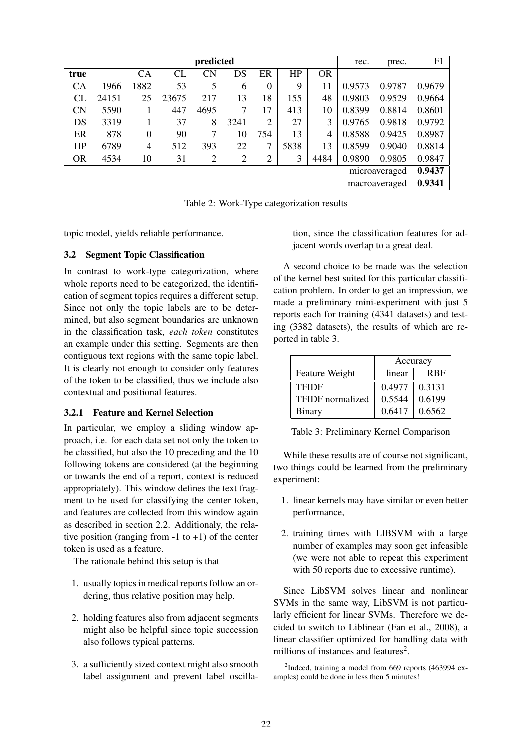|  | predicted | | | | | | | | rec. | prec. | F1 |
|---|---|---|---|---|---|---|---|---|---|---|---|
| **true** |  | CA | CL | CN | DS | ER | HP | OR |  |  |  |
| CA | 1966 | 1882 | 53 | 5 | 6 | 0 | 9 | 11 | 0.9573 | 0.9787 | 0.9679 |
| CL | 24151 | 25 | 23675 | 217 | 13 | 18 | 155 | 48 | 0.9803 | 0.9529 | 0.9664 |
| CN | 5590 | 1 | 447 | 4695 | 7 | 17 | 413 | 10 | 0.8399 | 0.8814 | 0.8601 |
| DS | 3319 | 1 | 37 | 8 | 3241 | 2 | 27 | 3 | 0.9765 | 0.9818 | 0.9792 |
| ER | 878 | 0 | 90 | 7 | 10 | 754 | 13 | 4 | 0.8588 | 0.9425 | 0.8987 |
| HP | 6789 | 4 | 512 | 393 | 22 | 7 | 5838 | 13 | 0.8599 | 0.9040 | 0.8814 |
| OR | 4534 | 10 | 31 | 2 | 2 | 2 | 3 | 4484 | 0.9890 | 0.9805 | 0.9847 |
|  |  |  |  |  |  |  |  |  |  | microaveraged | **0.9437** |
|  |  |  |  |  |  |  |  |  |  | macroaveraged | **0.9341** |

Table 2: Work-Type categorization results

topic model, yields reliable performance.

### 3.2 Segment Topic Classification

In contrast to work-type categorization, where whole reports need to be categorized, the identification of segment topics requires a different setup. Since not only the topic labels are to be determined, but also segment boundaries are unknown in the classification task, *each token* constitutes an example under this setting. Segments are then contiguous text regions with the same topic label. It is clearly not enough to consider only features of the token to be classified, thus we include also contextual and positional features.

#### 3.2.1 Feature and Kernel Selection

In particular, we employ a sliding window approach, i.e. for each data set not only the token to be classified, but also the 10 preceding and the 10 following tokens are considered (at the beginning or towards the end of a report, context is reduced appropriately). This window defines the text fragment to be used for classifying the center token, and features are collected from this window again as described in section 2.2. Additionaly, the relative position (ranging from -1 to +1) of the center token is used as a feature.

The rationale behind this setup is that

1. usually topics in medical reports follow an ordering, thus relative position may help.
2. holding features also from adjacent segments might also be helpful since topic succession also follows typical patterns.
3. a sufficiently sized context might also smooth label assignment and prevent label oscillation, since the classification features for adjacent words overlap to a great deal.

A second choice to be made was the selection of the kernel best suited for this particular classification problem. In order to get an impression, we made a preliminary mini-experiment with just 5 reports each for training (4341 datasets) and testing (3382 datasets), the results of which are reported in table 3.

|  | Accuracy | |
|---|---|---|
| Feature Weight | linear | RBF |
| TFIDF | 0.4977 | 0.3131 |
| TFIDF normalized | 0.5544 | 0.6199 |
| Binary | 0.6417 | 0.6562 |

Table 3: Preliminary Kernel Comparison

While these results are of course not significant, two things could be learned from the preliminary experiment:

1. linear kernels may have similar or even better performance,
2. training times with LIBSVM with a large number of examples may soon get infeasible (we were not able to repeat this experiment with 50 reports due to excessive runtime).

Since LibSVM solves linear and nonlinear SVMs in the same way, LibSVM is not particularly efficient for linear SVMs. Therefore we decided to switch to Liblinear (Fan et al., 2008), a linear classifier optimized for handling data with millions of instances and features[2].

[2] Indeed, training a model from 669 reports (463994 examples) could be done in less then 5 minutes!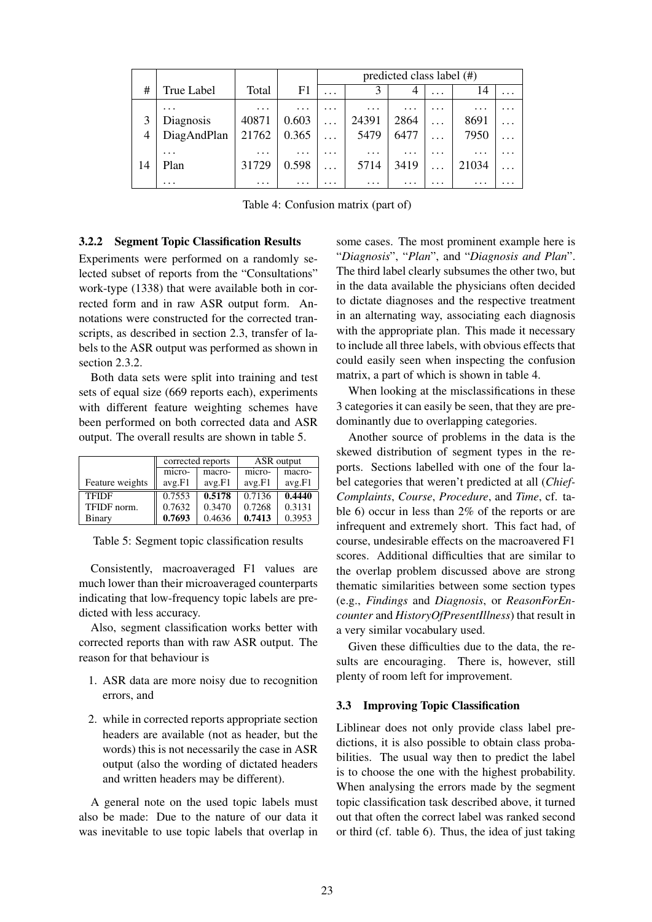| # | True Label | Total | F1 | predicted class label (#) | | | | | |
|---|---|---|---|---|---|---|---|---|---|
| | | | | … | 3 | 4 | … | 14 | … |
| | … | … | … | … | … | … | … | … | … |
| 3 | Diagnosis | 40871 | 0.603 | … | 24391 | 2864 | … | 8691 | … |
| 4 | DiagAndPlan | 21762 | 0.365 | … | 5479 | 6477 | … | 7950 | … |
| | … | … | … | … | … | … | … | … | … |
| 14 | Plan | 31729 | 0.598 | … | 5714 | 3419 | … | 21034 | … |
| | … | … | … | … | … | … | … | … | … |

Table 4: Confusion matrix (part of)

### 3.2.2 Segment Topic Classification Results

Experiments were performed on a randomly selected subset of reports from the "Consultations" work-type (1338) that were available both in corrected form and in raw ASR output form. Annotations were constructed for the corrected transcripts, as described in section 2.3, transfer of labels to the ASR output was performed as shown in section 2.3.2.

Both data sets were split into training and test sets of equal size (669 reports each), experiments with different feature weighting schemes have been performed on both corrected data and ASR output. The overall results are shown in table 5.

| | corrected reports | | ASR output | |
|---|---|---|---|---|
| Feature weights | micro-avg.F1 | macro-avg.F1 | micro-avg.F1 | macro-avg.F1 |
| TFIDF | 0.7553 | **0.5178** | 0.7136 | **0.4440** |
| TFIDF norm. | 0.7632 | 0.3470 | 0.7268 | 0.3131 |
| Binary | **0.7693** | 0.4636 | **0.7413** | 0.3953 |

Table 5: Segment topic classification results

Consistently, macroaveraged F1 values are much lower than their microaveraged counterparts indicating that low-frequency topic labels are predicted with less accuracy.

Also, segment classification works better with corrected reports than with raw ASR output. The reason for that behaviour is

1. ASR data are more noisy due to recognition errors, and
2. while in corrected reports appropriate section headers are available (not as header, but the words) this is not necessarily the case in ASR output (also the wording of dictated headers and written headers may be different).

A general note on the used topic labels must also be made: Due to the nature of our data it was inevitable to use topic labels that overlap in some cases. The most prominent example here is "*Diagnosis*", "*Plan*", and "*Diagnosis and Plan*". The third label clearly subsumes the other two, but in the data available the physicians often decided to dictate diagnoses and the respective treatment in an alternating way, associating each diagnosis with the appropriate plan. This made it necessary to include all three labels, with obvious effects that could easily seen when inspecting the confusion matrix, a part of which is shown in table 4.

When looking at the misclassifications in these 3 categories it can easily be seen, that they are predominantly due to overlapping categories.

Another source of problems in the data is the skewed distribution of segment types in the reports. Sections labelled with one of the four label categories that weren't predicted at all (*ChiefComplaints*, *Course*, *Procedure*, and *Time*, cf. table 6) occur in less than 2% of the reports or are infrequent and extremely short. This fact had, of course, undesirable effects on the macroavered F1 scores. Additional difficulties that are similar to the overlap problem discussed above are strong thematic similarities between some section types (e.g., *Findings* and *Diagnosis*, or *ReasonForEncounter* and *HistoryOfPresentIllness*) that result in a very similar vocabulary used.

Given these difficulties due to the data, the results are encouraging. There is, however, still plenty of room left for improvement.

## 3.3 Improving Topic Classification

Liblinear does not only provide class label predictions, it is also possible to obtain class probabilities. The usual way then to predict the label is to choose the one with the highest probability. When analysing the errors made by the segment topic classification task described above, it turned out that often the correct label was ranked second or third (cf. table 6). Thus, the idea of just taking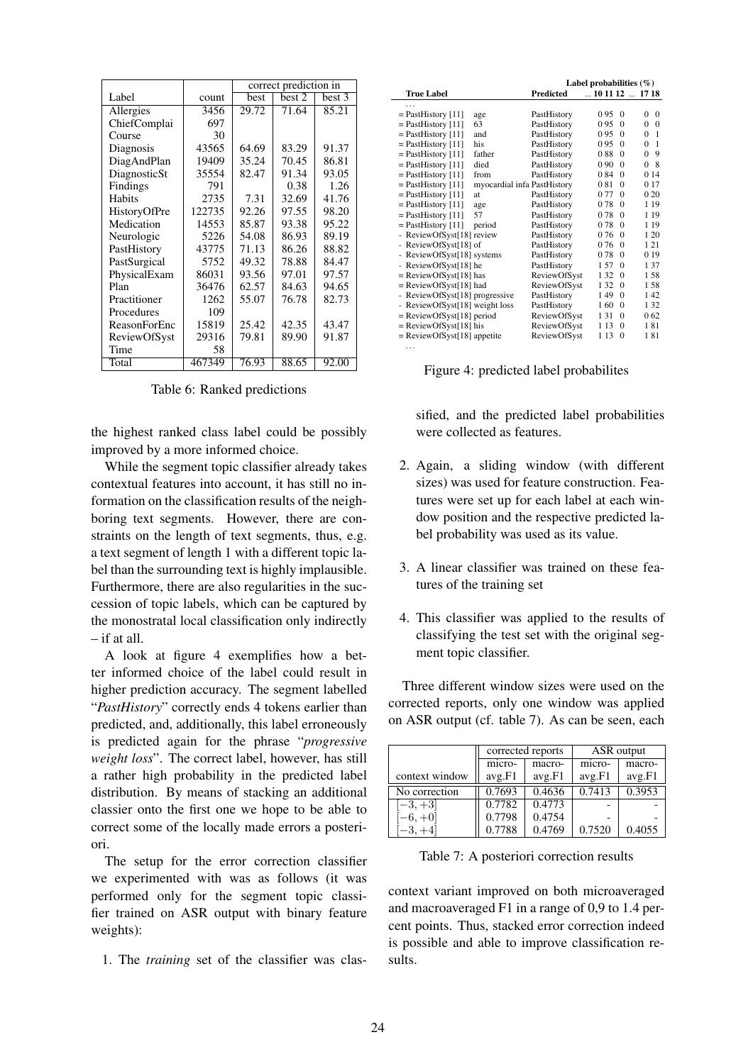| Label | count | correct prediction in best | best 2 | best 3 |
|---|---|---|---|---|
| Allergies | 3456 | 29.72 | 71.64 | 85.21 |
| ChiefComplai | 697 | | | |
| Course | 30 | | | |
| Diagnosis | 43565 | 64.69 | 83.29 | 91.37 |
| DiagAndPlan | 19409 | 35.24 | 70.45 | 86.81 |
| DiagnosticSt | 35554 | 82.47 | 91.34 | 93.05 |
| Findings | 791 | | 0.38 | 1.26 |
| Habits | 2735 | 7.31 | 32.69 | 41.76 |
| HistoryOfPre | 122735 | 92.26 | 97.55 | 98.20 |
| Medication | 14553 | 85.87 | 93.38 | 95.22 |
| Neurologic | 5226 | 54.08 | 86.93 | 89.19 |
| PastHistory | 43775 | 71.13 | 86.26 | 88.82 |
| PastSurgical | 5752 | 49.32 | 78.88 | 84.47 |
| PhysicalExam | 86031 | 93.56 | 97.01 | 97.57 |
| Plan | 36476 | 62.57 | 84.63 | 94.65 |
| Practitioner | 1262 | 55.07 | 76.78 | 82.73 |
| Procedures | 109 | | | |
| ReasonForEnc | 15819 | 25.42 | 42.35 | 43.47 |
| ReviewOfSyst | 29316 | 79.81 | 89.90 | 91.87 |
| Time | 58 | | | |
| Total | 467349 | 76.93 | 88.65 | 92.00 |

Table 6: Ranked predictions

the highest ranked class label could be possibly improved by a more informed choice.

While the segment topic classifier already takes contextual features into account, it has still no information on the classification results of the neighboring text segments. However, there are constraints on the length of text segments, thus, e.g. a text segment of length 1 with a different topic label than the surrounding text is highly implausible. Furthermore, there are also regularities in the succession of topic labels, which can be captured by the monostratal local classification only indirectly – if at all.

A look at figure 4 exemplifies how a better informed choice of the label could result in higher prediction accuracy. The segment labelled "*PastHistory*" correctly ends 4 tokens earlier than predicted, and, additionally, this label erroneously is predicted again for the phrase "*progressive weight loss*". The correct label, however, has still a rather high probability in the predicted label distribution. By means of stacking an additional classier onto the first one we hope to be able to correct some of the locally made errors a posteriori.

The setup for the error correction classifier we experimented with was as follows (it was performed only for the segment topic classifier trained on ASR output with binary feature weights):

| True Label | | Predicted | 10 | 11 | 12 | ... | 17 | 18 |
|---|---|---|---|---|---|---|---|---|
| ... | | | | | | | | |
| = PastHistory [11] | age | PastHistory | 0 | 95 | 0 | | 0 | 0 |
| = PastHistory [11] | 63 | PastHistory | 0 | 95 | 0 | | 0 | 0 |
| = PastHistory [11] | and | PastHistory | 0 | 95 | 0 | | 0 | 1 |
| = PastHistory [11] | his | PastHistory | 0 | 95 | 0 | | 0 | 1 |
| = PastHistory [11] | father | PastHistory | 0 | 88 | 0 | | 0 | 9 |
| = PastHistory [11] | died | PastHistory | 0 | 90 | 0 | | 0 | 8 |
| = PastHistory [11] | from | PastHistory | 0 | 84 | 0 | | 0 | 14 |
| = PastHistory [11] | myocardial infa | PastHistory | 0 | 81 | 0 | | 0 | 17 |
| = PastHistory [11] | at | PastHistory | 0 | 77 | 0 | | 0 | 20 |
| = PastHistory [11] | age | PastHistory | 0 | 78 | 0 | | 1 | 19 |
| = PastHistory [11] | 57 | PastHistory | 0 | 78 | 0 | | 1 | 19 |
| = PastHistory [11] | period | PastHistory | 0 | 78 | 0 | | 1 | 19 |
| - ReviewOfSyst[18] | review | PastHistory | 0 | 76 | 0 | | 1 | 20 |
| - ReviewOfSyst[18] | of | PastHistory | 0 | 76 | 0 | | 1 | 21 |
| - ReviewOfSyst[18] | systems | PastHistory | 0 | 78 | 0 | | 0 | 19 |
| - ReviewOfSyst[18] | he | PastHistory | 1 | 57 | 0 | | 1 | 37 |
| = ReviewOfSyst[18] | has | ReviewOfSyst | 1 | 32 | 0 | | 1 | 58 |
| = ReviewOfSyst[18] | had | ReviewOfSyst | 1 | 32 | 0 | | 1 | 58 |
| - ReviewOfSyst[18] | progressive | PastHistory | 1 | 49 | 0 | | 1 | 42 |
| - ReviewOfSyst[18] | weight loss | PastHistory | 1 | 60 | 0 | | 1 | 32 |
| = ReviewOfSyst[18] | period | ReviewOfSyst | 1 | 31 | 0 | | 0 | 62 |
| = ReviewOfSyst[18] | his | ReviewOfSyst | 1 | 13 | 0 | | 1 | 81 |
| = ReviewOfSyst[18] | appetite | ReviewOfSyst | 1 | 13 | 0 | | 1 | 81 |
| ... | | | | | | | | |

(Label probabilities (%))

Figure 4: predicted label probabilites

1. The *training* set of the classifier was classified, and the predicted label probabilities were collected as features.
2. Again, a sliding window (with different sizes) was used for feature construction. Features were set up for each label at each window position and the respective predicted label probability was used as its value.
3. A linear classifier was trained on these features of the training set
4. This classifier was applied to the results of classifying the test set with the original segment topic classifier.

Three different window sizes were used on the corrected reports, only one window was applied on ASR output (cf. table 7). As can be seen, each

| context window | corrected reports micro-avg.F1 | corrected reports macro-avg.F1 | ASR output micro-avg.F1 | ASR output macro-avg.F1 |
|---|---|---|---|---|
| No correction | 0.7693 | 0.4636 | 0.7413 | 0.3953 |
| $[-3, +3]$ | 0.7782 | 0.4773 | - | - |
| $[-6, +0]$ | 0.7798 | 0.4754 | - | - |
| $[-3, +4]$ | 0.7788 | 0.4769 | 0.7520 | 0.4055 |

Table 7: A posteriori correction results

context variant improved on both microaveraged and macroaveraged F1 in a range of 0,9 to 1.4 percent points. Thus, stacked error correction indeed is possible and able to improve classification results.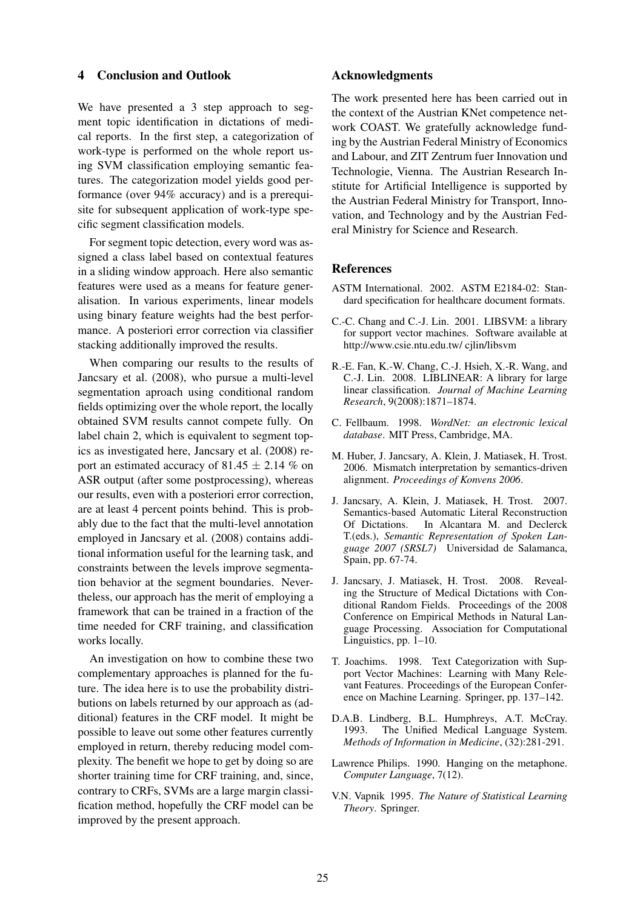## 4 Conclusion and Outlook

We have presented a 3 step approach to segment topic identification in dictations of medical reports. In the first step, a categorization of work-type is performed on the whole report using SVM classification employing semantic features. The categorization model yields good performance (over 94% accuracy) and is a prerequisite for subsequent application of work-type specific segment classification models.

For segment topic detection, every word was assigned a class label based on contextual features in a sliding window approach. Here also semantic features were used as a means for feature generalisation. In various experiments, linear models using binary feature weights had the best performance. A posteriori error correction via classifier stacking additionally improved the results.

When comparing our results to the results of Jancsary et al. (2008), who pursue a multi-level segmentation aproach using conditional random fields optimizing over the whole report, the locally obtained SVM results cannot compete fully. On label chain 2, which is equivalent to segment topics as investigated here, Jancsary et al. (2008) report an estimated accuracy of $81.45 \pm 2.14$ % on ASR output (after some postprocessing), whereas our results, even with a posteriori error correction, are at least 4 percent points behind. This is probably due to the fact that the multi-level annotation employed in Jancsary et al. (2008) contains additional information useful for the learning task, and constraints between the levels improve segmentation behavior at the segment boundaries. Nevertheless, our approach has the merit of employing a framework that can be trained in a fraction of the time needed for CRF training, and classification works locally.

An investigation on how to combine these two complementary approaches is planned for the future. The idea here is to use the probability distributions on labels returned by our approach as (additional) features in the CRF model. It might be possible to leave out some other features currently employed in return, thereby reducing model complexity. The benefit we hope to get by doing so are shorter training time for CRF training, and, since, contrary to CRFs, SVMs are a large margin classification method, hopefully the CRF model can be improved by the present approach.

## Acknowledgments

The work presented here has been carried out in the context of the Austrian KNet competence network COAST. We gratefully acknowledge funding by the Austrian Federal Ministry of Economics and Labour, and ZIT Zentrum fuer Innovation und Technologie, Vienna. The Austrian Research Institute for Artificial Intelligence is supported by the Austrian Federal Ministry for Transport, Innovation, and Technology and by the Austrian Federal Ministry for Science and Research.

## References

ASTM International. 2002. ASTM E2184-02: Standard specification for healthcare document formats.

C.-C. Chang and C.-J. Lin. 2001. LIBSVM: a library for support vector machines. Software available at http://www.csie.ntu.edu.tw/ cjlin/libsvm

R.-E. Fan, K.-W. Chang, C.-J. Hsieh, X.-R. Wang, and C.-J. Lin. 2008. LIBLINEAR: A library for large linear classification. *Journal of Machine Learning Research*, 9(2008):1871–1874.

C. Fellbaum. 1998. *WordNet: an electronic lexical database*. MIT Press, Cambridge, MA.

M. Huber, J. Jancsary, A. Klein, J. Matiasek, H. Trost. 2006. Mismatch interpretation by semantics-driven alignment. *Proceedings of Konvens 2006*.

J. Jancsary, A. Klein, J. Matiasek, H. Trost. 2007. Semantics-based Automatic Literal Reconstruction Of Dictations. In Alcantara M. and Declerck T.(eds.), *Semantic Representation of Spoken Language 2007 (SRSL7)* Universidad de Salamanca, Spain, pp. 67-74.

J. Jancsary, J. Matiasek, H. Trost. 2008. Revealing the Structure of Medical Dictations with Conditional Random Fields. Proceedings of the 2008 Conference on Empirical Methods in Natural Language Processing. Association for Computational Linguistics, pp. 1–10.

T. Joachims. 1998. Text Categorization with Support Vector Machines: Learning with Many Relevant Features. Proceedings of the European Conference on Machine Learning. Springer, pp. 137–142.

D.A.B. Lindberg, B.L. Humphreys, A.T. McCray. 1993. The Unified Medical Language System. *Methods of Information in Medicine*, (32):281-291.

Lawrence Philips. 1990. Hanging on the metaphone. *Computer Language*, 7(12).

V.N. Vapnik 1995. *The Nature of Statistical Learning Theory*. Springer.